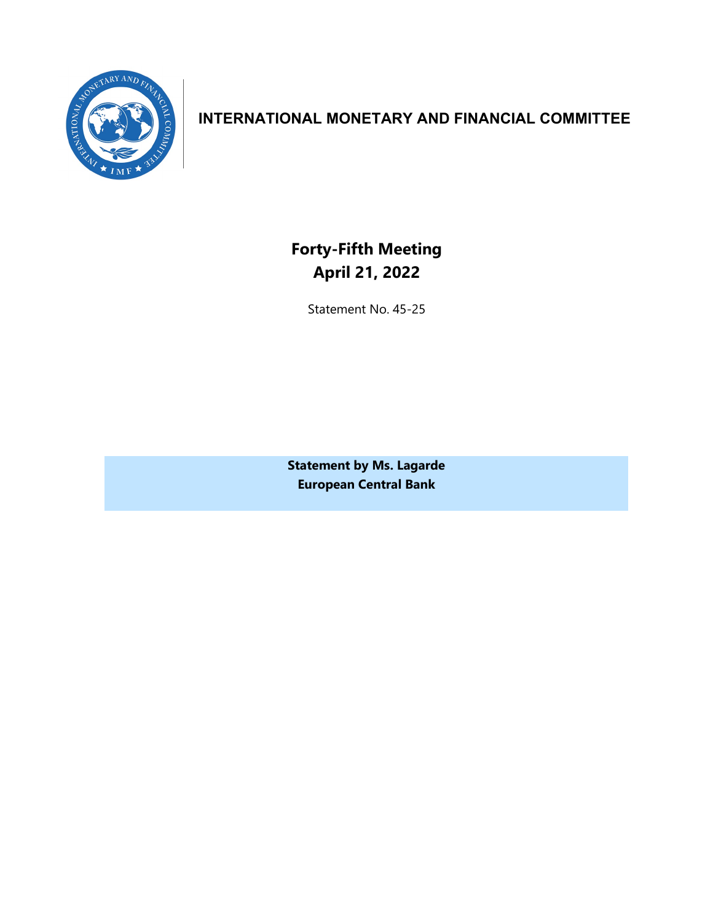# INTERNATIONAL MONETARY AND FINANCIAL COMMITTEE

## Forty-Fifth Meeting
## April 21, 2022

Statement No. 45-25

**Statement by Ms. Lagarde**
**European Central Bank**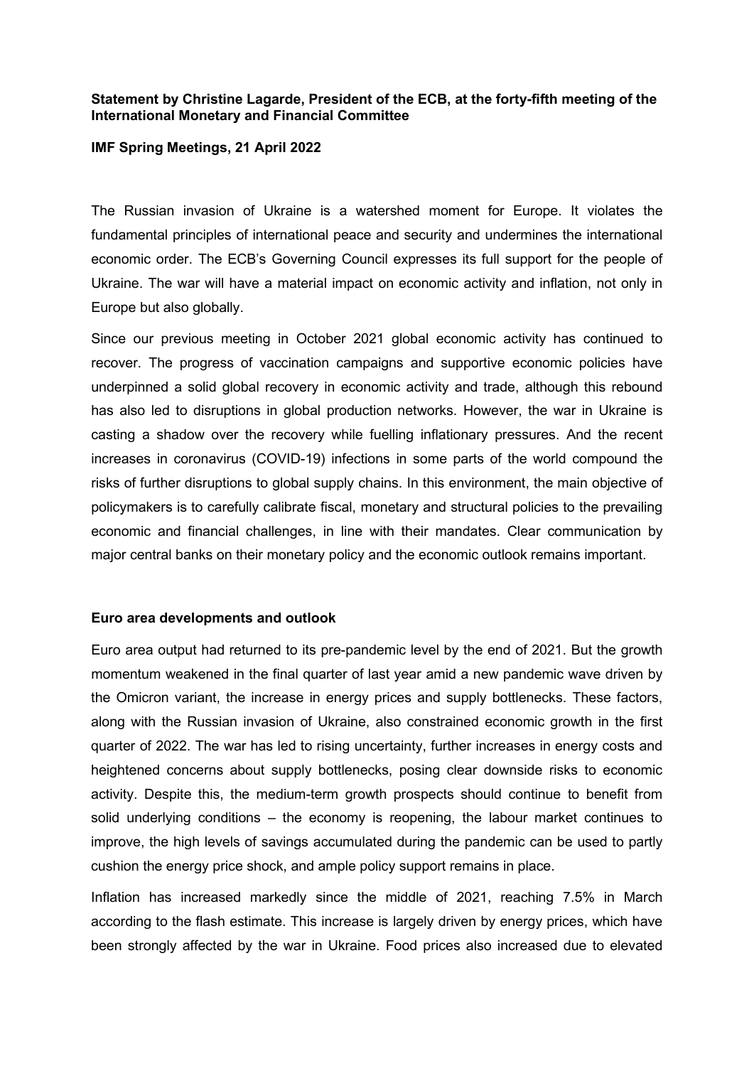**Statement by Christine Lagarde, President of the ECB, at the forty-fifth meeting of the International Monetary and Financial Committee**

**IMF Spring Meetings, 21 April 2022**

The Russian invasion of Ukraine is a watershed moment for Europe. It violates the fundamental principles of international peace and security and undermines the international economic order. The ECB's Governing Council expresses its full support for the people of Ukraine. The war will have a material impact on economic activity and inflation, not only in Europe but also globally.

Since our previous meeting in October 2021 global economic activity has continued to recover. The progress of vaccination campaigns and supportive economic policies have underpinned a solid global recovery in economic activity and trade, although this rebound has also led to disruptions in global production networks. However, the war in Ukraine is casting a shadow over the recovery while fuelling inflationary pressures. And the recent increases in coronavirus (COVID-19) infections in some parts of the world compound the risks of further disruptions to global supply chains. In this environment, the main objective of policymakers is to carefully calibrate fiscal, monetary and structural policies to the prevailing economic and financial challenges, in line with their mandates. Clear communication by major central banks on their monetary policy and the economic outlook remains important.

**Euro area developments and outlook**

Euro area output had returned to its pre-pandemic level by the end of 2021. But the growth momentum weakened in the final quarter of last year amid a new pandemic wave driven by the Omicron variant, the increase in energy prices and supply bottlenecks. These factors, along with the Russian invasion of Ukraine, also constrained economic growth in the first quarter of 2022. The war has led to rising uncertainty, further increases in energy costs and heightened concerns about supply bottlenecks, posing clear downside risks to economic activity. Despite this, the medium-term growth prospects should continue to benefit from solid underlying conditions – the economy is reopening, the labour market continues to improve, the high levels of savings accumulated during the pandemic can be used to partly cushion the energy price shock, and ample policy support remains in place.

Inflation has increased markedly since the middle of 2021, reaching 7.5% in March according to the flash estimate. This increase is largely driven by energy prices, which have been strongly affected by the war in Ukraine. Food prices also increased due to elevated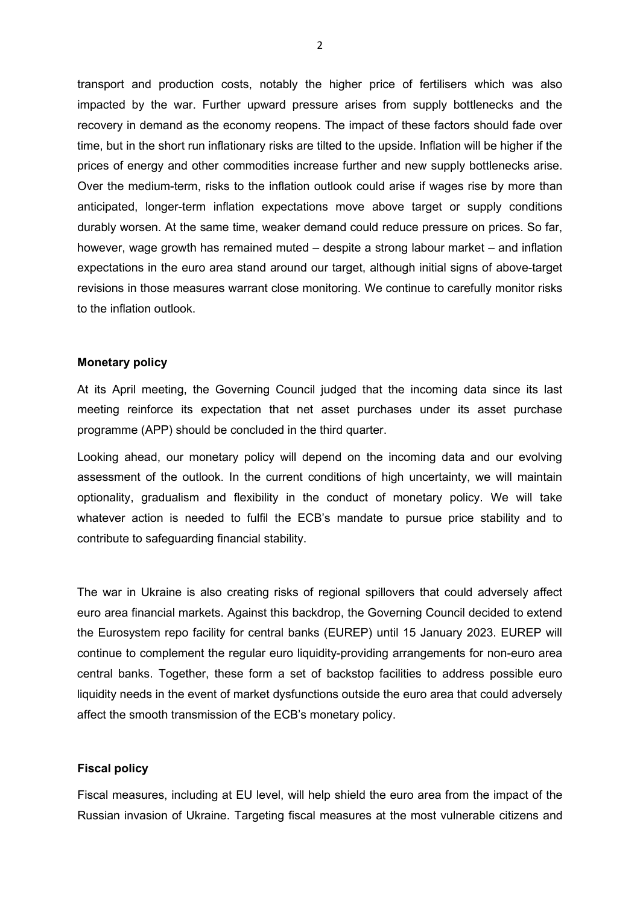transport and production costs, notably the higher price of fertilisers which was also impacted by the war. Further upward pressure arises from supply bottlenecks and the recovery in demand as the economy reopens. The impact of these factors should fade over time, but in the short run inflationary risks are tilted to the upside. Inflation will be higher if the prices of energy and other commodities increase further and new supply bottlenecks arise. Over the medium-term, risks to the inflation outlook could arise if wages rise by more than anticipated, longer-term inflation expectations move above target or supply conditions durably worsen. At the same time, weaker demand could reduce pressure on prices. So far, however, wage growth has remained muted – despite a strong labour market – and inflation expectations in the euro area stand around our target, although initial signs of above-target revisions in those measures warrant close monitoring. We continue to carefully monitor risks to the inflation outlook.

**Monetary policy**

At its April meeting, the Governing Council judged that the incoming data since its last meeting reinforce its expectation that net asset purchases under its asset purchase programme (APP) should be concluded in the third quarter.

Looking ahead, our monetary policy will depend on the incoming data and our evolving assessment of the outlook. In the current conditions of high uncertainty, we will maintain optionality, gradualism and flexibility in the conduct of monetary policy. We will take whatever action is needed to fulfil the ECB's mandate to pursue price stability and to contribute to safeguarding financial stability.

The war in Ukraine is also creating risks of regional spillovers that could adversely affect euro area financial markets. Against this backdrop, the Governing Council decided to extend the Eurosystem repo facility for central banks (EUREP) until 15 January 2023. EUREP will continue to complement the regular euro liquidity-providing arrangements for non-euro area central banks. Together, these form a set of backstop facilities to address possible euro liquidity needs in the event of market dysfunctions outside the euro area that could adversely affect the smooth transmission of the ECB's monetary policy.

**Fiscal policy**

Fiscal measures, including at EU level, will help shield the euro area from the impact of the Russian invasion of Ukraine. Targeting fiscal measures at the most vulnerable citizens and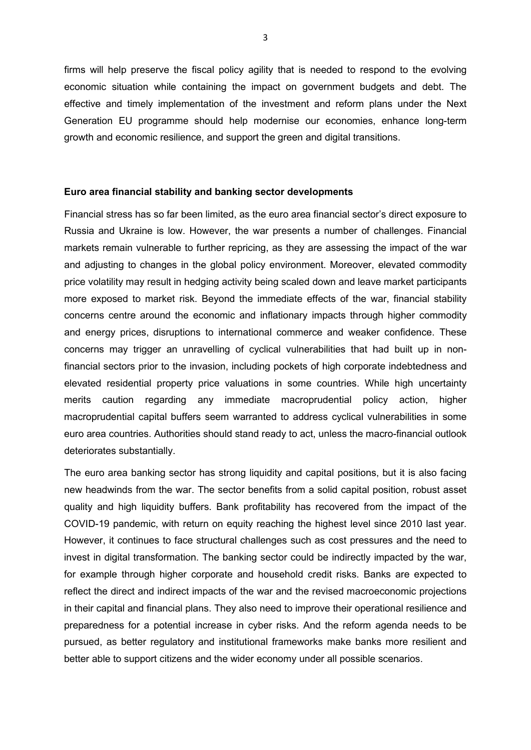firms will help preserve the fiscal policy agility that is needed to respond to the evolving economic situation while containing the impact on government budgets and debt. The effective and timely implementation of the investment and reform plans under the Next Generation EU programme should help modernise our economies, enhance long-term growth and economic resilience, and support the green and digital transitions.

**Euro area financial stability and banking sector developments**

Financial stress has so far been limited, as the euro area financial sector's direct exposure to Russia and Ukraine is low. However, the war presents a number of challenges. Financial markets remain vulnerable to further repricing, as they are assessing the impact of the war and adjusting to changes in the global policy environment. Moreover, elevated commodity price volatility may result in hedging activity being scaled down and leave market participants more exposed to market risk. Beyond the immediate effects of the war, financial stability concerns centre around the economic and inflationary impacts through higher commodity and energy prices, disruptions to international commerce and weaker confidence. These concerns may trigger an unravelling of cyclical vulnerabilities that had built up in non-financial sectors prior to the invasion, including pockets of high corporate indebtedness and elevated residential property price valuations in some countries. While high uncertainty merits caution regarding any immediate macroprudential policy action, higher macroprudential capital buffers seem warranted to address cyclical vulnerabilities in some euro area countries. Authorities should stand ready to act, unless the macro-financial outlook deteriorates substantially.

The euro area banking sector has strong liquidity and capital positions, but it is also facing new headwinds from the war. The sector benefits from a solid capital position, robust asset quality and high liquidity buffers. Bank profitability has recovered from the impact of the COVID-19 pandemic, with return on equity reaching the highest level since 2010 last year. However, it continues to face structural challenges such as cost pressures and the need to invest in digital transformation. The banking sector could be indirectly impacted by the war, for example through higher corporate and household credit risks. Banks are expected to reflect the direct and indirect impacts of the war and the revised macroeconomic projections in their capital and financial plans. They also need to improve their operational resilience and preparedness for a potential increase in cyber risks. And the reform agenda needs to be pursued, as better regulatory and institutional frameworks make banks more resilient and better able to support citizens and the wider economy under all possible scenarios.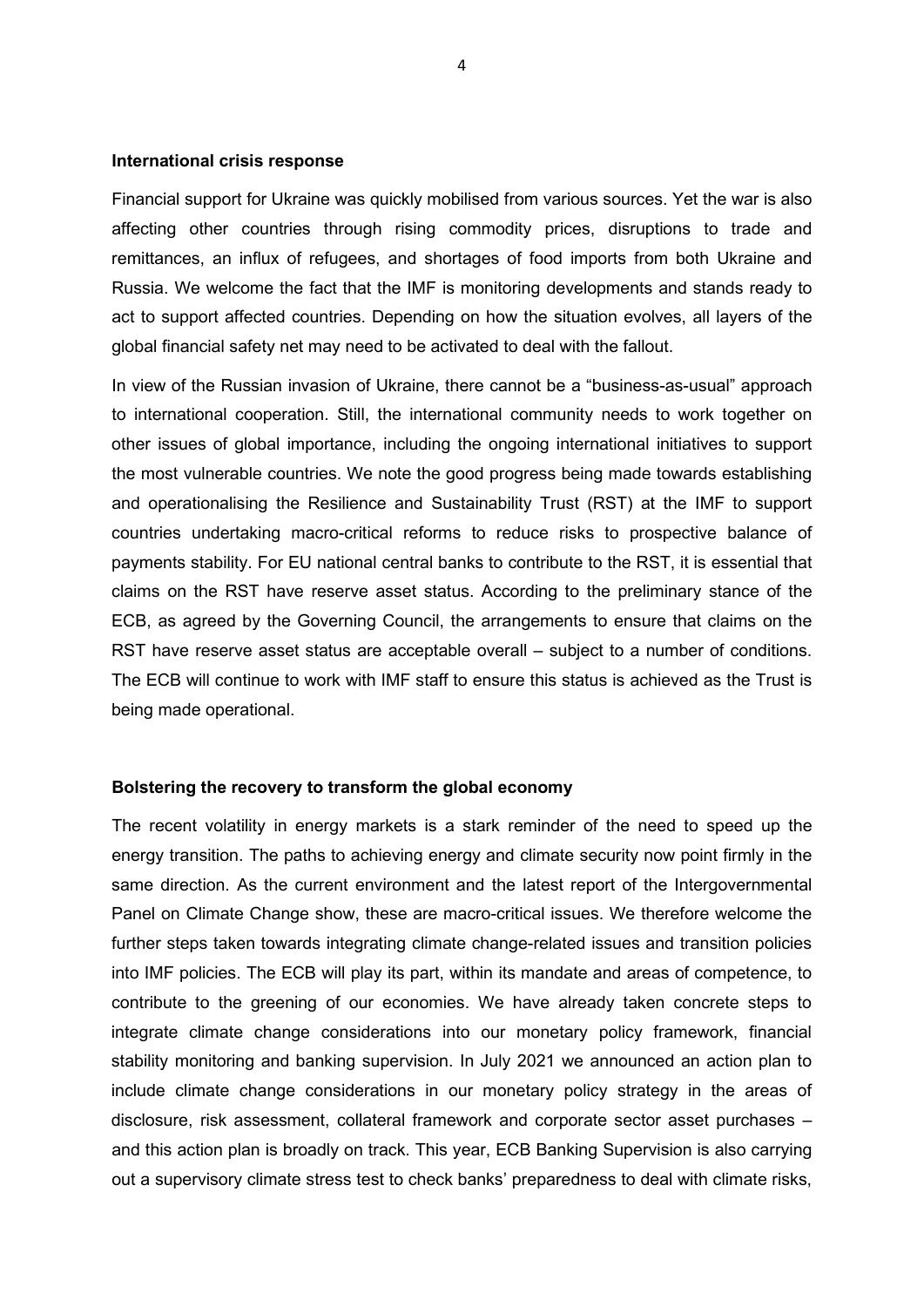**International crisis response**

Financial support for Ukraine was quickly mobilised from various sources. Yet the war is also affecting other countries through rising commodity prices, disruptions to trade and remittances, an influx of refugees, and shortages of food imports from both Ukraine and Russia. We welcome the fact that the IMF is monitoring developments and stands ready to act to support affected countries. Depending on how the situation evolves, all layers of the global financial safety net may need to be activated to deal with the fallout.

In view of the Russian invasion of Ukraine, there cannot be a "business-as-usual" approach to international cooperation. Still, the international community needs to work together on other issues of global importance, including the ongoing international initiatives to support the most vulnerable countries. We note the good progress being made towards establishing and operationalising the Resilience and Sustainability Trust (RST) at the IMF to support countries undertaking macro-critical reforms to reduce risks to prospective balance of payments stability. For EU national central banks to contribute to the RST, it is essential that claims on the RST have reserve asset status. According to the preliminary stance of the ECB, as agreed by the Governing Council, the arrangements to ensure that claims on the RST have reserve asset status are acceptable overall – subject to a number of conditions. The ECB will continue to work with IMF staff to ensure this status is achieved as the Trust is being made operational.

**Bolstering the recovery to transform the global economy**

The recent volatility in energy markets is a stark reminder of the need to speed up the energy transition. The paths to achieving energy and climate security now point firmly in the same direction. As the current environment and the latest report of the Intergovernmental Panel on Climate Change show, these are macro-critical issues. We therefore welcome the further steps taken towards integrating climate change-related issues and transition policies into IMF policies. The ECB will play its part, within its mandate and areas of competence, to contribute to the greening of our economies. We have already taken concrete steps to integrate climate change considerations into our monetary policy framework, financial stability monitoring and banking supervision. In July 2021 we announced an action plan to include climate change considerations in our monetary policy strategy in the areas of disclosure, risk assessment, collateral framework and corporate sector asset purchases – and this action plan is broadly on track. This year, ECB Banking Supervision is also carrying out a supervisory climate stress test to check banks' preparedness to deal with climate risks,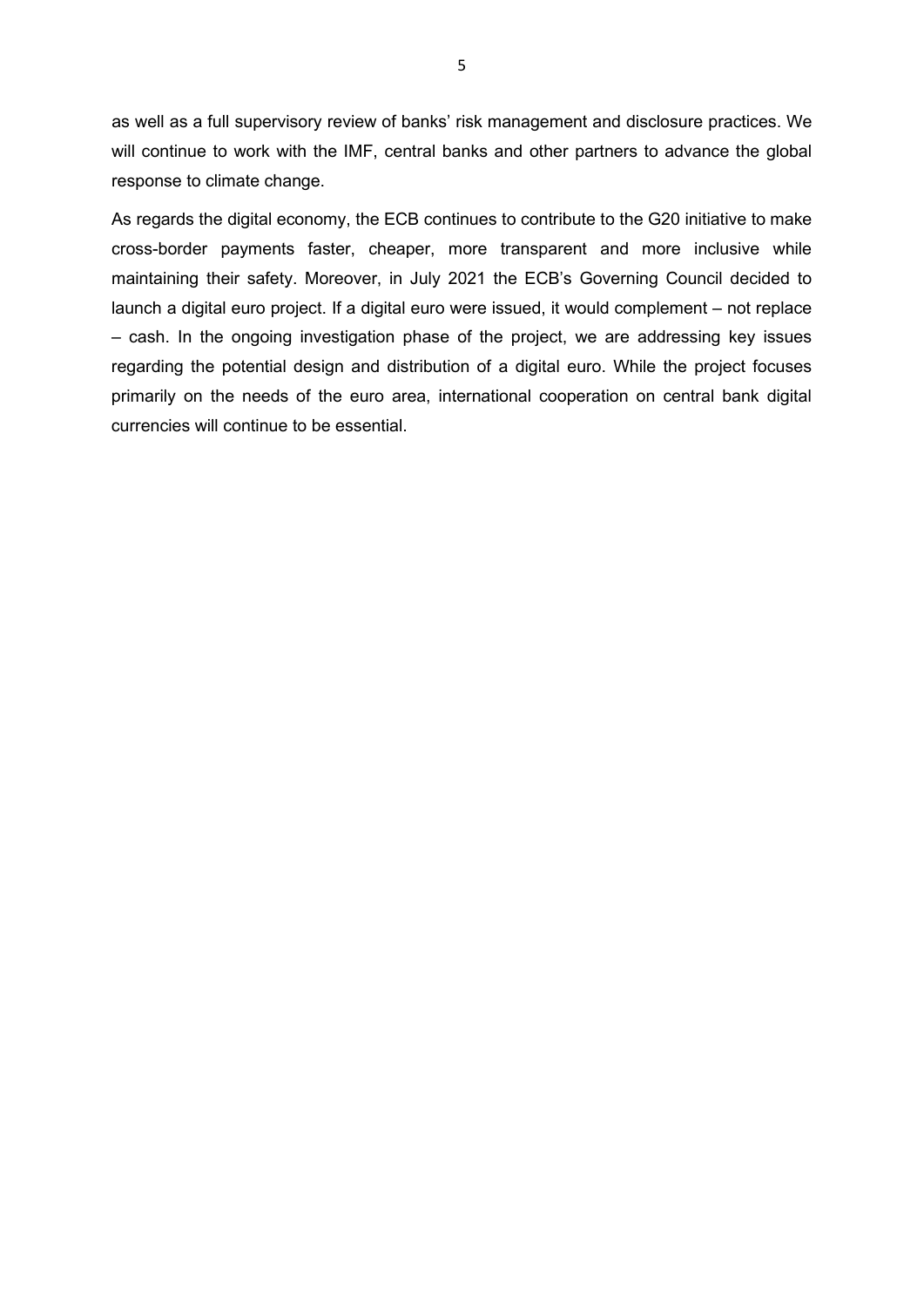as well as a full supervisory review of banks' risk management and disclosure practices. We will continue to work with the IMF, central banks and other partners to advance the global response to climate change.

As regards the digital economy, the ECB continues to contribute to the G20 initiative to make cross-border payments faster, cheaper, more transparent and more inclusive while maintaining their safety. Moreover, in July 2021 the ECB's Governing Council decided to launch a digital euro project. If a digital euro were issued, it would complement – not replace – cash. In the ongoing investigation phase of the project, we are addressing key issues regarding the potential design and distribution of a digital euro. While the project focuses primarily on the needs of the euro area, international cooperation on central bank digital currencies will continue to be essential.